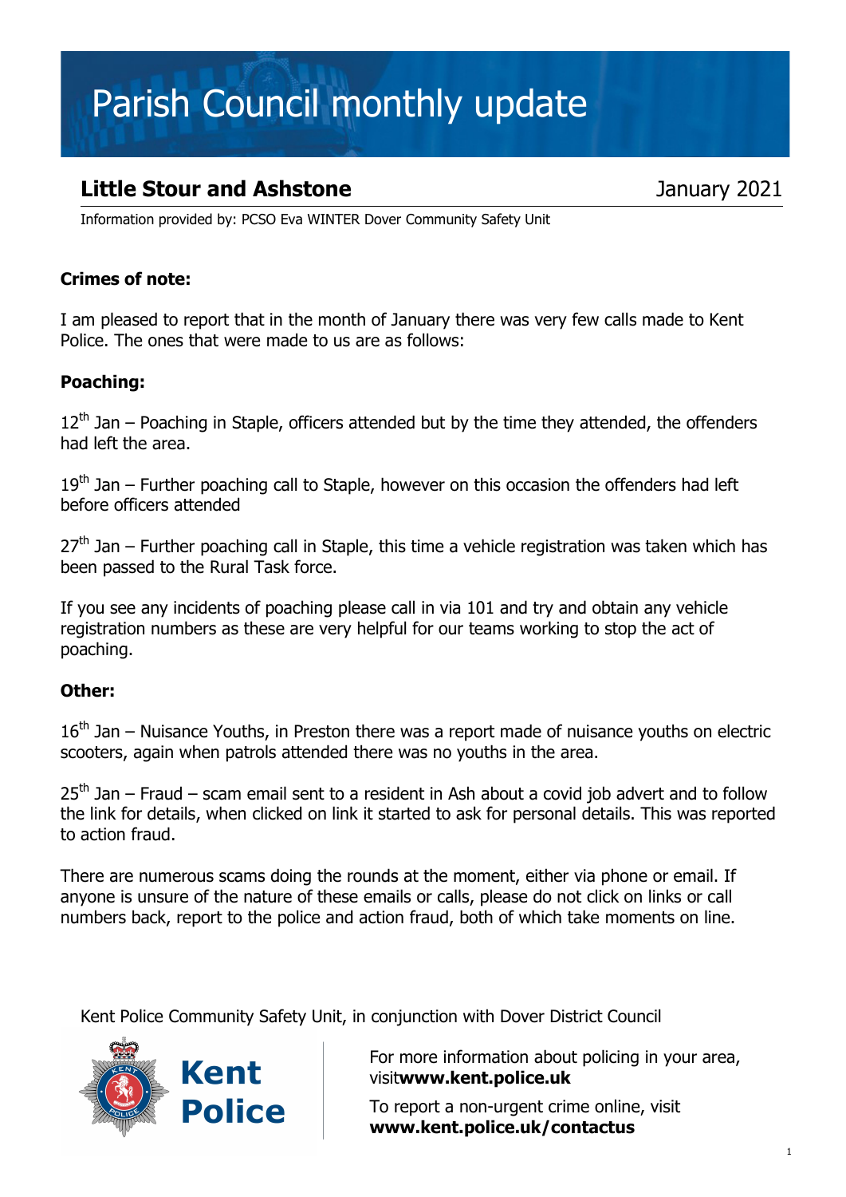# Parish Council monthly update

## Little Stour and Ashstone

January 2021

Information provided by: PCSO Eva WINTER Dover Community Safety Unit

**Crimes of note:**

I am pleased to report that in the month of January there was very few calls made to Kent Police. The ones that were made to us are as follows:

**Poaching:**

12th Jan – Poaching in Staple, officers attended but by the time they attended, the offenders had left the area.

19th Jan – Further poaching call to Staple, however on this occasion the offenders had left before officers attended

27th Jan – Further poaching call in Staple, this time a vehicle registration was taken which has been passed to the Rural Task force.

If you see any incidents of poaching please call in via 101 and try and obtain any vehicle registration numbers as these are very helpful for our teams working to stop the act of poaching.

**Other:**

16th Jan – Nuisance Youths, in Preston there was a report made of nuisance youths on electric scooters, again when patrols attended there was no youths in the area.

25th Jan – Fraud – scam email sent to a resident in Ash about a covid job advert and to follow the link for details, when clicked on link it started to ask for personal details. This was reported to action fraud.

There are numerous scams doing the rounds at the moment, either via phone or email. If anyone is unsure of the nature of these emails or calls, please do not click on links or call numbers back, report to the police and action fraud, both of which take moments on line.

Kent Police Community Safety Unit, in conjunction with Dover District Council

Kent Police

For more information about policing in your area, visit**www.kent.police.uk**

To report a non-urgent crime online, visit **www.kent.police.uk/contactus**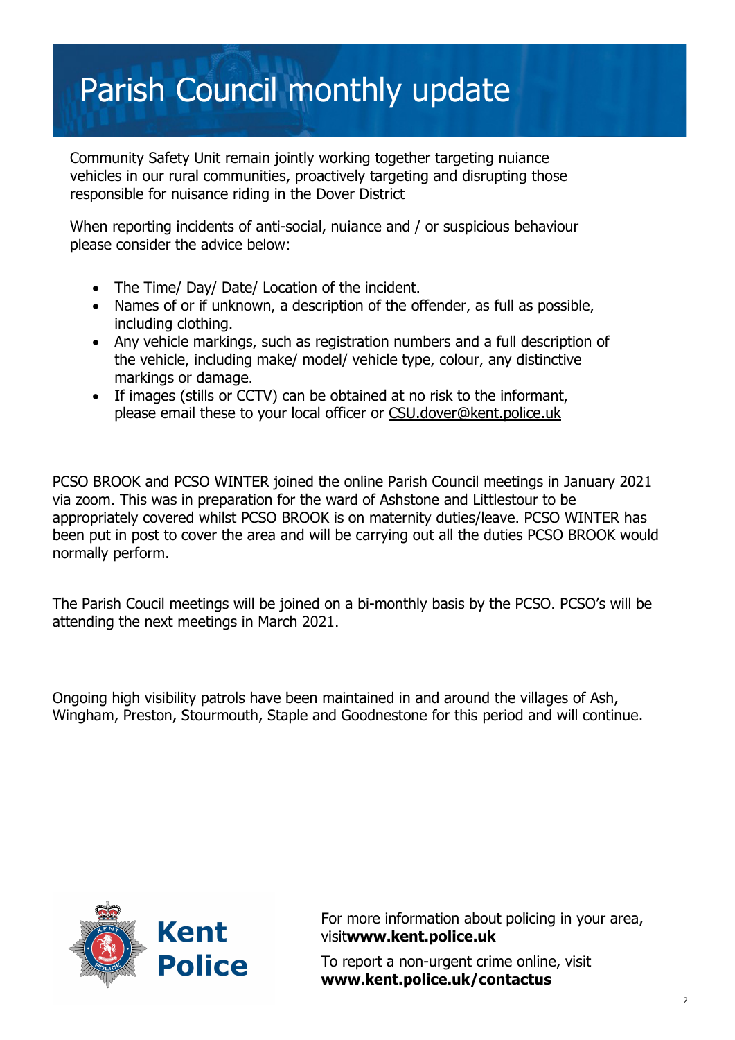# Parish Council monthly update

Community Safety Unit remain jointly working together targeting nuiance vehicles in our rural communities, proactively targeting and disrupting those responsible for nuisance riding in the Dover District

When reporting incidents of anti-social, nuiance and / or suspicious behaviour please consider the advice below:

- The Time/ Day/ Date/ Location of the incident.
- Names of or if unknown, a description of the offender, as full as possible, including clothing.
- Any vehicle markings, such as registration numbers and a full description of the vehicle, including make/ model/ vehicle type, colour, any distinctive markings or damage.
- If images (stills or CCTV) can be obtained at no risk to the informant, please email these to your local officer or CSU.dover@kent.police.uk

PCSO BROOK and PCSO WINTER joined the online Parish Council meetings in January 2021 via zoom. This was in preparation for the ward of Ashstone and Littlestour to be appropriately covered whilst PCSO BROOK is on maternity duties/leave. PCSO WINTER has been put in post to cover the area and will be carrying out all the duties PCSO BROOK would normally perform.

The Parish Coucil meetings will be joined on a bi-monthly basis by the PCSO. PCSO's will be attending the next meetings in March 2021.

Ongoing high visibility patrols have been maintained in and around the villages of Ash, Wingham, Preston, Stourmouth, Staple and Goodnestone for this period and will continue.

**Kent Police**

For more information about policing in your area, visit**www.kent.police.uk**

To report a non-urgent crime online, visit **www.kent.police.uk/contactus**